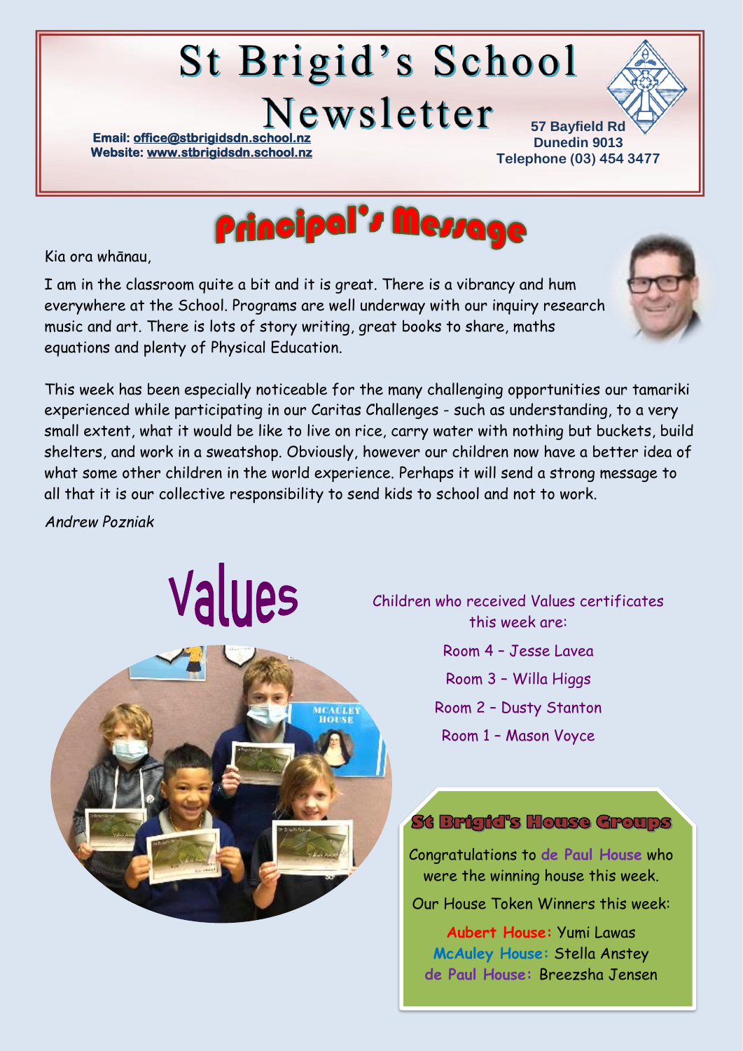# St Brigid's School Newsletter

**Email: office@stbrigidsdn.school.nz**
**Website: www.stbrigidsdn.school.nz**

**57 Bayfield Rd**
**Dunedin 9013**
**Telephone (03) 454 3477**

## Principal's Message

Kia ora whānau,

I am in the classroom quite a bit and it is great. There is a vibrancy and hum everywhere at the School. Programs are well underway with our inquiry research music and art. There is lots of story writing, great books to share, maths equations and plenty of Physical Education.

This week has been especially noticeable for the many challenging opportunities our tamariki experienced while participating in our Caritas Challenges - such as understanding, to a very small extent, what it would be like to live on rice, carry water with nothing but buckets, build shelters, and work in a sweatshop. Obviously, however our children now have a better idea of what some other children in the world experience. Perhaps it will send a strong message to all that it is our collective responsibility to send kids to school and not to work.

*Andrew Pozniak*

## Values

Children who received Values certificates this week are:

Room 4 – Jesse Lavea

Room 3 – Willa Higgs

Room 2 – Dusty Stanton

Room 1 – Mason Voyce

### St Brigid's House Groups

Congratulations to de Paul House who were the winning house this week.

Our House Token Winners this week:

**Aubert House:** Yumi Lawas
**McAuley House:** Stella Anstey
**de Paul House:** Breezsha Jensen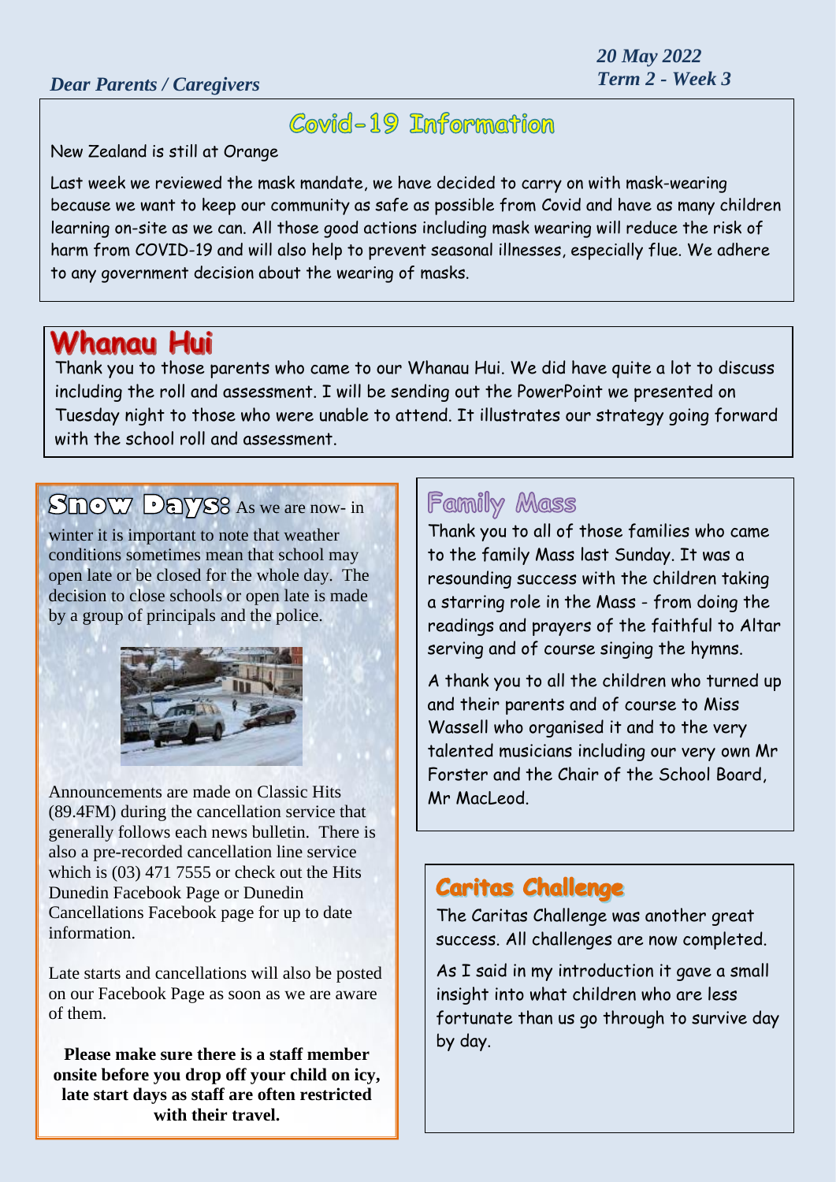*20 May 2022*
*Term 2 - Week 3*

*Dear Parents / Caregivers*

## Covid-19 Information

New Zealand is still at Orange

Last week we reviewed the mask mandate, we have decided to carry on with mask-wearing because we want to keep our community as safe as possible from Covid and have as many children learning on-site as we can. All those good actions including mask wearing will reduce the risk of harm from COVID-19 and will also help to prevent seasonal illnesses, especially flue. We adhere to any government decision about the wearing of masks.

## Whanau Hui

Thank you to those parents who came to our Whanau Hui. We did have quite a lot to discuss including the roll and assessment. I will be sending out the PowerPoint we presented on Tuesday night to those who were unable to attend. It illustrates our strategy going forward with the school roll and assessment.

## Snow Days:

As we are now- in winter it is important to note that weather conditions sometimes mean that school may open late or be closed for the whole day. The decision to close schools or open late is made by a group of principals and the police.

Announcements are made on Classic Hits (89.4FM) during the cancellation service that generally follows each news bulletin. There is also a pre-recorded cancellation line service which is (03) 471 7555 or check out the Hits Dunedin Facebook Page or Dunedin Cancellations Facebook page for up to date information.

Late starts and cancellations will also be posted on our Facebook Page as soon as we are aware of them.

**Please make sure there is a staff member onsite before you drop off your child on icy, late start days as staff are often restricted with their travel.**

## Family Mass

Thank you to all of those families who came to the family Mass last Sunday. It was a resounding success with the children taking a starring role in the Mass - from doing the readings and prayers of the faithful to Altar serving and of course singing the hymns.

A thank you to all the children who turned up and their parents and of course to Miss Wassell who organised it and to the very talented musicians including our very own Mr Forster and the Chair of the School Board, Mr MacLeod.

## Caritas Challenge

The Caritas Challenge was another great success. All challenges are now completed.

As I said in my introduction it gave a small insight into what children who are less fortunate than us go through to survive day by day.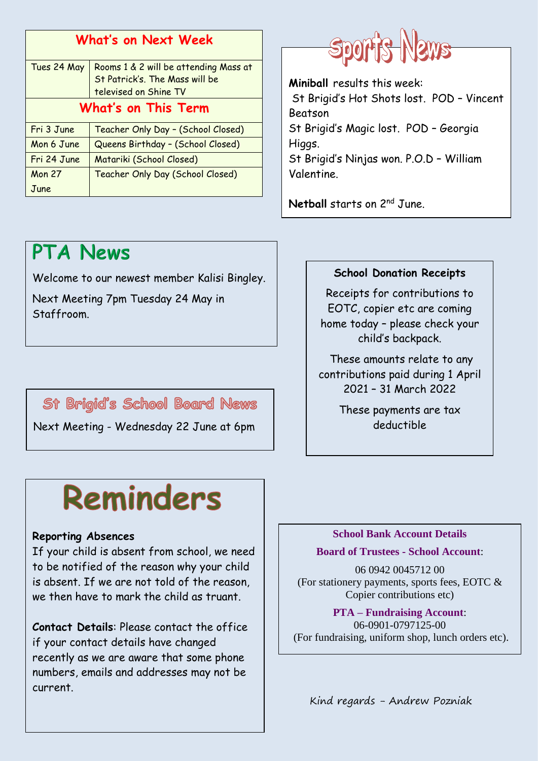## What's on Next Week

| | |
|---|---|
| Tues 24 May | Rooms 1 & 2 will be attending Mass at St Patrick's. The Mass will be televised on Shine TV |

## What's on This Term

| | |
|---|---|
| Fri 3 June | Teacher Only Day – (School Closed) |
| Mon 6 June | Queens Birthday – (School Closed) |
| Fri 24 June | Matariki (School Closed) |
| Mon 27 June | Teacher Only Day (School Closed) |

## Sports News

**Miniball** results this week:

St Brigid's Hot Shots lost. POD – Vincent Beatson

St Brigid's Magic lost. POD – Georgia Higgs.

St Brigid's Ninjas won. P.O.D – William Valentine.

**Netball** starts on 2nd June.

## PTA News

Welcome to our newest member Kalisi Bingley.

Next Meeting 7pm Tuesday 24 May in Staffroom.

### School Donation Receipts

Receipts for contributions to EOTC, copier etc are coming home today – please check your child's backpack.

These amounts relate to any contributions paid during 1 April 2021 – 31 March 2022

These payments are tax deductible

## St Brigid's School Board News

Next Meeting - Wednesday 22 June at 6pm

# Reminders

**Reporting Absences**

If your child is absent from school, we need to be notified of the reason why your child is absent. If we are not told of the reason, we then have to mark the child as truant.

**Contact Details**: Please contact the office if your contact details have changed recently as we are aware that some phone numbers, emails and addresses may not be current.

### School Bank Account Details

**Board of Trustees - School Account**:

06 0942 0045712 00

(For stationery payments, sports fees, EOTC & Copier contributions etc)

**PTA – Fundraising Account**:

06-0901-0797125-00

(For fundraising, uniform shop, lunch orders etc).

Kind regards – Andrew Pozniak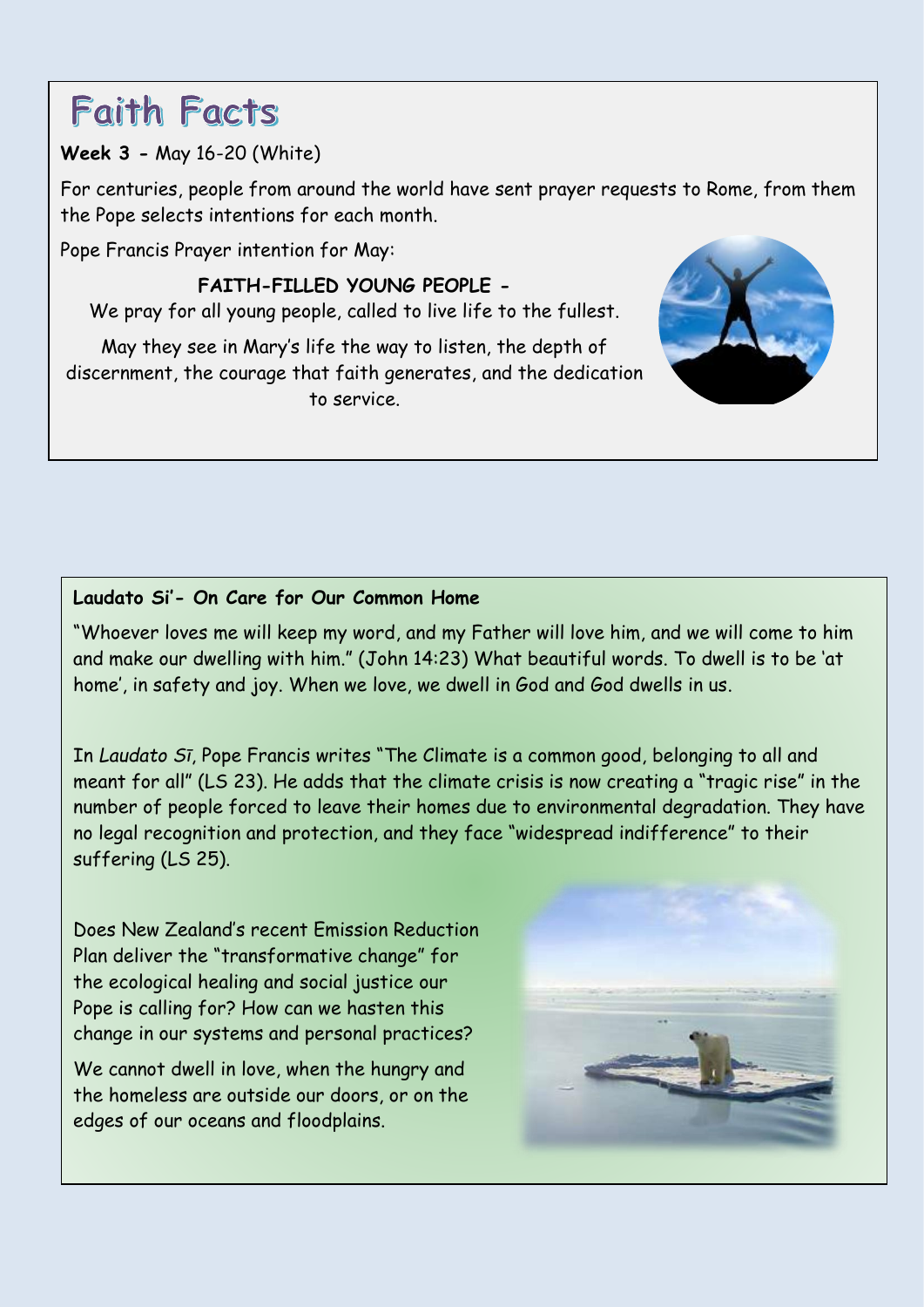# Faith Facts

**Week 3 -** May 16-20 (White)

For centuries, people from around the world have sent prayer requests to Rome, from them the Pope selects intentions for each month.

Pope Francis Prayer intention for May:

**FAITH-FILLED YOUNG PEOPLE -**

We pray for all young people, called to live life to the fullest.

May they see in Mary's life the way to listen, the depth of discernment, the courage that faith generates, and the dedication to service.

**Laudato Si'- On Care for Our Common Home**

"Whoever loves me will keep my word, and my Father will love him, and we will come to him and make our dwelling with him." (John 14:23) What beautiful words. To dwell is to be 'at home', in safety and joy. When we love, we dwell in God and God dwells in us.

In *Laudato Sī*, Pope Francis writes "The Climate is a common good, belonging to all and meant for all" (LS 23). He adds that the climate crisis is now creating a "tragic rise" in the number of people forced to leave their homes due to environmental degradation. They have no legal recognition and protection, and they face "widespread indifference" to their suffering (LS 25).

Does New Zealand's recent Emission Reduction Plan deliver the "transformative change" for the ecological healing and social justice our Pope is calling for? How can we hasten this change in our systems and personal practices?

We cannot dwell in love, when the hungry and the homeless are outside our doors, or on the edges of our oceans and floodplains.